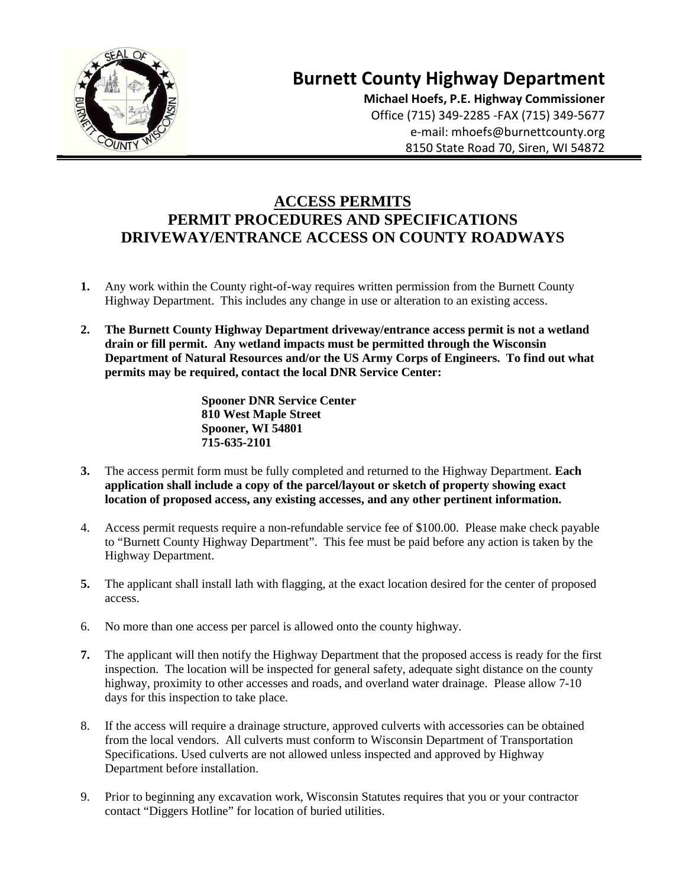# Burnett County Highway Department

**Michael Hoefs, P.E. Highway Commissioner**
Office (715) 349-2285 -FAX (715) 349-5677
e-mail: mhoefs@burnettcounty.org
8150 State Road 70, Siren, WI 54872

## ACCESS PERMITS
## PERMIT PROCEDURES AND SPECIFICATIONS
## DRIVEWAY/ENTRANCE ACCESS ON COUNTY ROADWAYS

**1.** Any work within the County right-of-way requires written permission from the Burnett County Highway Department. This includes any change in use or alteration to an existing access.

**2. The Burnett County Highway Department driveway/entrance access permit is not a wetland drain or fill permit. Any wetland impacts must be permitted through the Wisconsin Department of Natural Resources and/or the US Army Corps of Engineers. To find out what permits may be required, contact the local DNR Service Center:**

> **Spooner DNR Service Center**
> **810 West Maple Street**
> **Spooner, WI 54801**
> **715-635-2101**

**3.** The access permit form must be fully completed and returned to the Highway Department. **Each application shall include a copy of the parcel/layout or sketch of property showing exact location of proposed access, any existing accesses, and any other pertinent information.**

4. Access permit requests require a non-refundable service fee of $100.00. Please make check payable to "Burnett County Highway Department". This fee must be paid before any action is taken by the Highway Department.

**5.** The applicant shall install lath with flagging, at the exact location desired for the center of proposed access.

6. No more than one access per parcel is allowed onto the county highway.

**7.** The applicant will then notify the Highway Department that the proposed access is ready for the first inspection. The location will be inspected for general safety, adequate sight distance on the county highway, proximity to other accesses and roads, and overland water drainage. Please allow 7-10 days for this inspection to take place.

8. If the access will require a drainage structure, approved culverts with accessories can be obtained from the local vendors. All culverts must conform to Wisconsin Department of Transportation Specifications. Used culverts are not allowed unless inspected and approved by Highway Department before installation.

9. Prior to beginning any excavation work, Wisconsin Statutes requires that you or your contractor contact "Diggers Hotline" for location of buried utilities.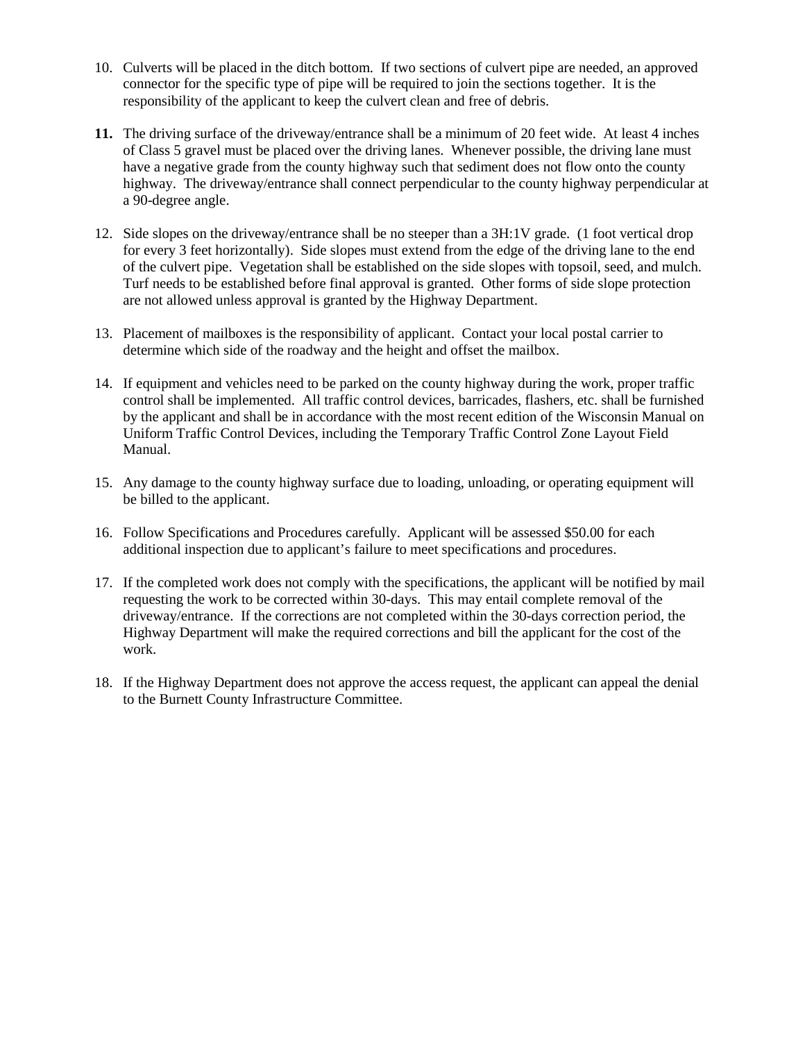10. Culverts will be placed in the ditch bottom. If two sections of culvert pipe are needed, an approved connector for the specific type of pipe will be required to join the sections together. It is the responsibility of the applicant to keep the culvert clean and free of debris.

11. The driving surface of the driveway/entrance shall be a minimum of 20 feet wide. At least 4 inches of Class 5 gravel must be placed over the driving lanes. Whenever possible, the driving lane must have a negative grade from the county highway such that sediment does not flow onto the county highway. The driveway/entrance shall connect perpendicular to the county highway perpendicular at a 90-degree angle.

12. Side slopes on the driveway/entrance shall be no steeper than a 3H:1V grade. (1 foot vertical drop for every 3 feet horizontally). Side slopes must extend from the edge of the driving lane to the end of the culvert pipe. Vegetation shall be established on the side slopes with topsoil, seed, and mulch. Turf needs to be established before final approval is granted. Other forms of side slope protection are not allowed unless approval is granted by the Highway Department.

13. Placement of mailboxes is the responsibility of applicant. Contact your local postal carrier to determine which side of the roadway and the height and offset the mailbox.

14. If equipment and vehicles need to be parked on the county highway during the work, proper traffic control shall be implemented. All traffic control devices, barricades, flashers, etc. shall be furnished by the applicant and shall be in accordance with the most recent edition of the Wisconsin Manual on Uniform Traffic Control Devices, including the Temporary Traffic Control Zone Layout Field Manual.

15. Any damage to the county highway surface due to loading, unloading, or operating equipment will be billed to the applicant.

16. Follow Specifications and Procedures carefully. Applicant will be assessed $50.00 for each additional inspection due to applicant's failure to meet specifications and procedures.

17. If the completed work does not comply with the specifications, the applicant will be notified by mail requesting the work to be corrected within 30-days. This may entail complete removal of the driveway/entrance. If the corrections are not completed within the 30-days correction period, the Highway Department will make the required corrections and bill the applicant for the cost of the work.

18. If the Highway Department does not approve the access request, the applicant can appeal the denial to the Burnett County Infrastructure Committee.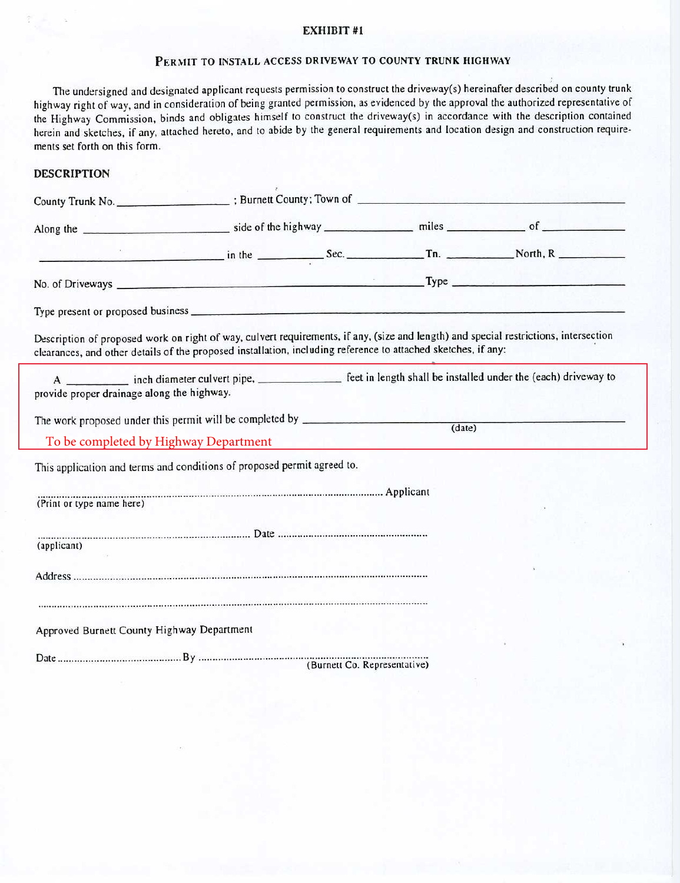**EXHIBIT #1**

## PERMIT TO INSTALL ACCESS DRIVEWAY TO COUNTY TRUNK HIGHWAY

The undersigned and designated applicant requests permission to construct the driveway(s) hereinafter described on county trunk highway right of way, and in consideration of being granted permission, as evidenced by the approval the authorized representative of the Highway Commission, binds and obligates himself to construct the driveway(s) in accordance with the description contained herein and sketches, if any, attached hereto, and to abide by the general requirements and location design and construction requirements set forth on this form.

### DESCRIPTION

County Trunk No. __________________ ; Burnett County; Town of ______________________________

Along the ______________________ side of the highway ______________ miles ____________ of ____________

______________________________ in the __________ Sec. ____________ Tn. __________ North, R __________

No. of Driveways ______________________________________________ Type ______________________

Type present or proposed business ______________________________________________________

Description of proposed work on right of way, culvert requirements, if any, (size and length) and special restrictions, intersection clearances, and other details of the proposed installation, including reference to attached sketches, if any:

A __________ inch diameter culvert pipe, ______________ feet in length shall be installed under the (each) driveway to provide proper drainage along the highway.

The work proposed under this permit will be completed by ______________________________________
(date)

To be completed by Highway Department

This application and terms and conditions of proposed permit agreed to.

.................................................................................................................... Applicant
(Print or type name here)

............................................................................ Date ..........................................................
(applicant)

Address ....................................................................................................................................

....................................................................................................................................................

Approved Burnett County Highway Department

Date ........................................... By ..............................................................................
(Burnett Co. Representative)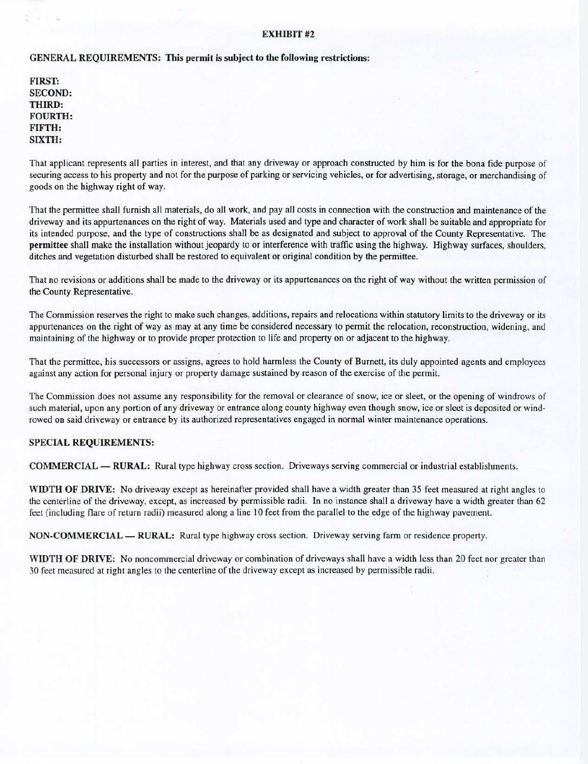# EXHIBIT #2

**GENERAL REQUIREMENTS: This permit is subject to the following restrictions:**

**FIRST:**
**SECOND:**
**THIRD:**
**FOURTH:**
**FIFTH:**
**SIXTH:**

That applicant represents all parties in interest, and that any driveway or approach constructed by him is for the bona fide purpose of securing access to his property and not for the purpose of parking or servicing vehicles, or for advertising, storage, or merchandising of goods on the highway right of way.

That the permittee shall furnish all materials, do all work, and pay all costs in connection with the construction and maintenance of the driveway and its appurtenances on the right of way. Materials used and type and character of work shall be suitable and appropriate for its intended purpose, and the type of constructions shall be as designated and subject to approval of the County Representative. The **permittee** shall make the installation without jeopardy to or interference with traffic using the highway. Highway surfaces, shoulders, ditches and vegetation disturbed shall be restored to equivalent or original condition by the permittee.

That no revisions or additions shall be made to the driveway or its appurtenances on the right of way without the written permission of the County Representative.

The Commission reserves the right to make such changes, additions, repairs and relocations within statutory limits to the driveway or its appurtenances on the right of way as may at any time be considered necessary to permit the relocation, reconstruction, widening, and maintaining of the highway or to provide proper protection to life and property on or adjacent to the highway.

That the permittee, his successors or assigns, agrees to hold harmless the County of Burnett, its duly appointed agents and employees against any action for personal injury or property damage sustained by reason of the exercise of the permit.

The Commission does not assume any responsibility for the removal or clearance of snow, ice or sleet, or the opening of windrows of such material, upon any portion of any driveway or entrance along county highway even though snow, ice or sleet is deposited or windrowed on said driveway or entrance by its authorized representatives engaged in normal winter maintenance operations.

**SPECIAL REQUIREMENTS:**

**COMMERCIAL — RURAL:** Rural type highway cross section. Driveways serving commercial or industrial establishments.

**WIDTH OF DRIVE:** No driveway except as hereinafter provided shall have a width greater than 35 feet measured at right angles to the centerline of the driveway, except, as increased by permissible radii. In no instance shall a driveway have a width greater than 62 feet (including flare of return radii) measured along a line 10 feet from the parallel to the edge of the highway pavement.

**NON-COMMERCIAL — RURAL:** Rural type highway cross section. Driveway serving farm or residence property.

**WIDTH OF DRIVE:** No noncommercial driveway or combination of driveways shall have a width less than 20 feet nor greater than 30 feet measured at right angles to the centerline of the driveway except as increased by permissible radii.